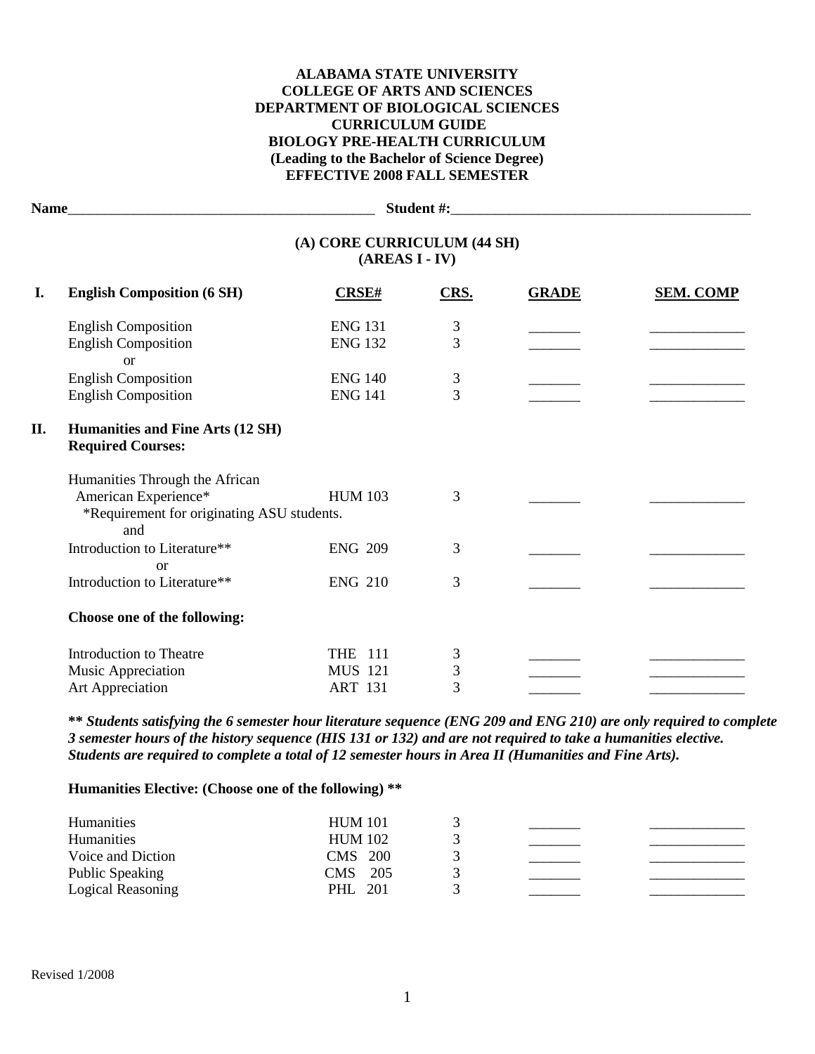**ALABAMA STATE UNIVERSITY**
**COLLEGE OF ARTS AND SCIENCES**
**DEPARTMENT OF BIOLOGICAL SCIENCES**
**CURRICULUM GUIDE**
**BIOLOGY PRE-HEALTH CURRICULUM**
**(Leading to the Bachelor of Science Degree)**
**EFFECTIVE 2008 FALL SEMESTER**

**Name**\_\_\_\_\_\_\_\_\_\_\_\_\_\_\_\_\_\_\_\_\_\_\_\_\_\_\_\_\_\_\_\_\_\_\_\_\_\_\_\_ **Student #:**\_\_\_\_\_\_\_\_\_\_\_\_\_\_\_\_\_\_\_\_\_\_\_\_\_\_\_\_\_\_\_\_\_\_\_\_\_\_\_\_

## (A) CORE CURRICULUM (44 SH)
## (AREAS I - IV)

| | **English Composition (6 SH)** | **CRSE#** | **CRS.** | **GRADE** | **SEM. COMP** |
|---|---|---|---|---|---|
| **I.** | English Composition | ENG 131 | 3 | _______ | _____________ |
| | English Composition | ENG 132 | 3 | _______ | _____________ |
| | or | | | | |
| | English Composition | ENG 140 | 3 | _______ | _____________ |
| | English Composition | ENG 141 | 3 | _______ | _____________ |

**II. Humanities and Fine Arts (12 SH)**
**Required Courses:**

| Course | CRSE# | CRS. | GRADE | SEM. COMP |
|---|---|---|---|---|
| Humanities Through the African American Experience* | HUM 103 | 3 | _______ | _____________ |
| *Requirement for originating ASU students. | | | | |
| and | | | | |
| Introduction to Literature** | ENG 209 | 3 | _______ | _____________ |
| or | | | | |
| Introduction to Literature** | ENG 210 | 3 | _______ | _____________ |

**Choose one of the following:**

| Course | CRSE# | CRS. | GRADE | SEM. COMP |
|---|---|---|---|---|
| Introduction to Theatre | THE 111 | 3 | _______ | _____________ |
| Music Appreciation | MUS 121 | 3 | _______ | _____________ |
| Art Appreciation | ART 131 | 3 | _______ | _____________ |

***\*\* Students satisfying the 6 semester hour literature sequence (ENG 209 and ENG 210) are only required to complete 3 semester hours of the history sequence (HIS 131 or 132) and are not required to take a humanities elective. Students are required to complete a total of 12 semester hours in Area II (Humanities and Fine Arts).***

**Humanities Elective: (Choose one of the following) \*\***

| Course | CRSE# | CRS. | GRADE | SEM. COMP |
|---|---|---|---|---|
| Humanities | HUM 101 | 3 | _______ | _____________ |
| Humanities | HUM 102 | 3 | _______ | _____________ |
| Voice and Diction | CMS 200 | 3 | _______ | _____________ |
| Public Speaking | CMS 205 | 3 | _______ | _____________ |
| Logical Reasoning | PHL 201 | 3 | _______ | _____________ |

Revised 1/2008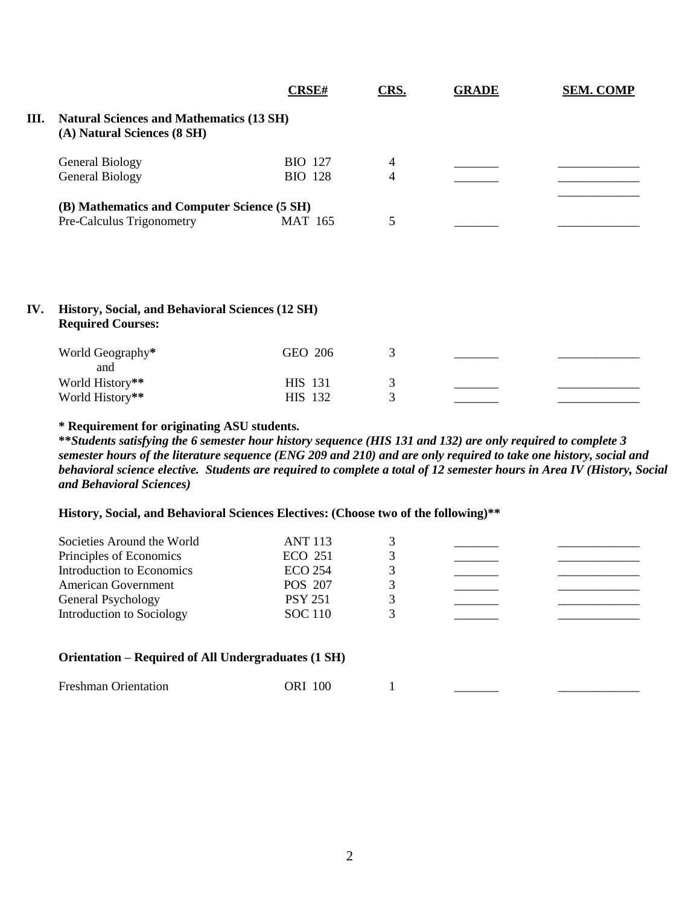| | CRSE# | CRS. | GRADE | SEM. COMP |
|---|---|---|---|---|
| **III. Natural Sciences and Mathematics (13 SH)** | | | | |
| **(A) Natural Sciences (8 SH)** | | | | |
| General Biology | BIO 127 | 4 | _______ | _____________ |
| General Biology | BIO 128 | 4 | _______ | _____________ |
| | | | | _____________ |
| **(B) Mathematics and Computer Science (5 SH)** | | | | |
| Pre-Calculus Trigonometry | MAT 165 | 5 | _______ | _____________ |

## IV. History, Social, and Behavioral Sciences (12 SH)

**Required Courses:**

| Course | CRSE# | CRS. | GRADE | SEM. COMP |
|---|---|---|---|---|
| World Geography* | GEO 206 | 3 | _______ | _____________ |
| and | | | | |
| World History** | HIS 131 | 3 | _______ | _____________ |
| World History** | HIS 132 | 3 | _______ | _____________ |

**\* Requirement for originating ASU students.**

***\*\*Students satisfying the 6 semester hour history sequence (HIS 131 and 132) are only required to complete 3 semester hours of the literature sequence (ENG 209 and 210) and are only required to take one history, social and behavioral science elective. Students are required to complete a total of 12 semester hours in Area IV (History, Social and Behavioral Sciences)***

**History, Social, and Behavioral Sciences Electives: (Choose two of the following)\*\***

| Course | CRSE# | CRS. | GRADE | SEM. COMP |
|---|---|---|---|---|
| Societies Around the World | ANT 113 | 3 | _______ | _____________ |
| Principles of Economics | ECO 251 | 3 | _______ | _____________ |
| Introduction to Economics | ECO 254 | 3 | _______ | _____________ |
| American Government | POS 207 | 3 | _______ | _____________ |
| General Psychology | PSY 251 | 3 | _______ | _____________ |
| Introduction to Sociology | SOC 110 | 3 | _______ | _____________ |

**Orientation – Required of All Undergraduates (1 SH)**

| Course | CRSE# | CRS. | GRADE | SEM. COMP |
|---|---|---|---|---|
| Freshman Orientation | ORI 100 | 1 | _______ | _____________ |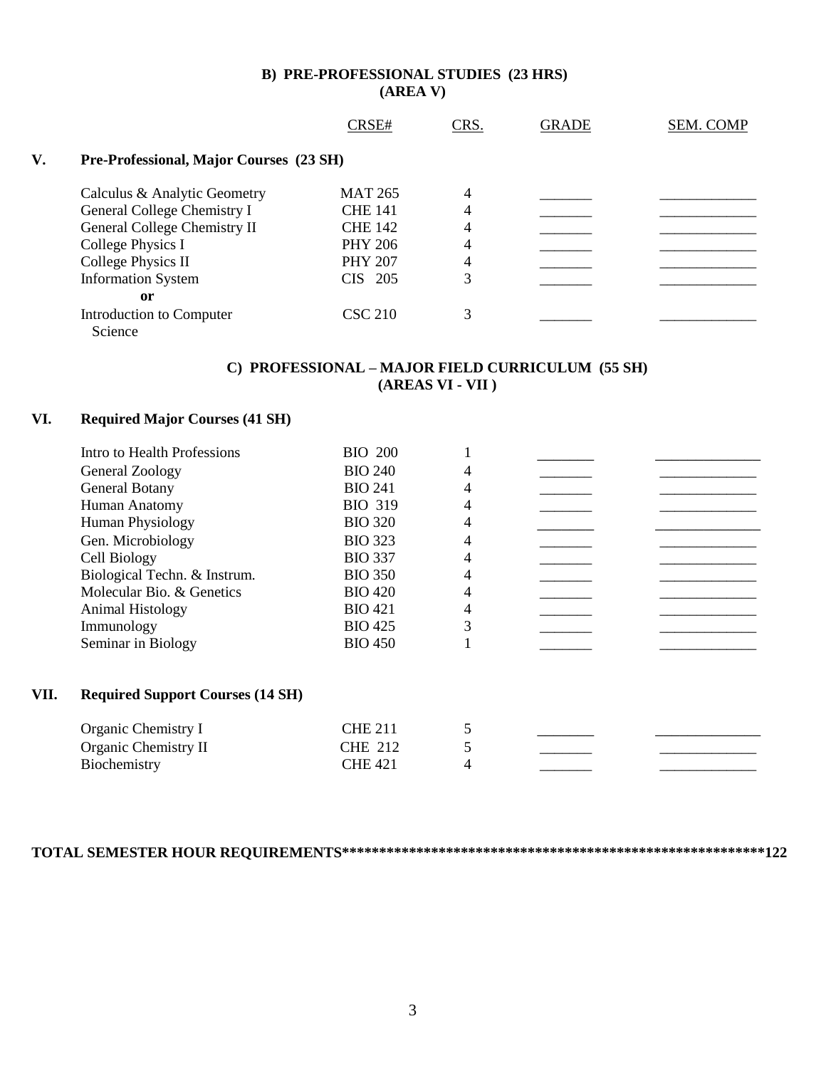## B) PRE-PROFESSIONAL STUDIES (23 HRS)
## (AREA V)

| | CRSE# | CRS. | GRADE | SEM. COMP |
|---|---|---|---|---|
| **V. Pre-Professional, Major Courses (23 SH)** | | | | |
| Calculus & Analytic Geometry | MAT 265 | 4 | _______ | _____________ |
| General College Chemistry I | CHE 141 | 4 | _______ | _____________ |
| General College Chemistry II | CHE 142 | 4 | _______ | _____________ |
| College Physics I | PHY 206 | 4 | _______ | _____________ |
| College Physics II | PHY 207 | 4 | _______ | _____________ |
| Information System | CIS 205 | 3 | _______ | _____________ |
| **or** | | | | |
| Introduction to Computer Science | CSC 210 | 3 | _______ | _____________ |

## C) PROFESSIONAL – MAJOR FIELD CURRICULUM (55 SH)
## (AREAS VI - VII )

| | CRSE# | CRS. | GRADE | SEM. COMP |
|---|---|---|---|---|
| **VI. Required Major Courses (41 SH)** | | | | |
| Intro to Health Professions | BIO 200 | 1 | _______ | _____________ |
| General Zoology | BIO 240 | 4 | _______ | _____________ |
| General Botany | BIO 241 | 4 | _______ | _____________ |
| Human Anatomy | BIO 319 | 4 | _______ | _____________ |
| Human Physiology | BIO 320 | 4 | _______ | _____________ |
| Gen. Microbiology | BIO 323 | 4 | _______ | _____________ |
| Cell Biology | BIO 337 | 4 | _______ | _____________ |
| Biological Techn. & Instrum. | BIO 350 | 4 | _______ | _____________ |
| Molecular Bio. & Genetics | BIO 420 | 4 | _______ | _____________ |
| Animal Histology | BIO 421 | 4 | _______ | _____________ |
| Immunology | BIO 425 | 3 | _______ | _____________ |
| Seminar in Biology | BIO 450 | 1 | _______ | _____________ |
| **VII. Required Support Courses (14 SH)** | | | | |
| Organic Chemistry I | CHE 211 | 5 | _______ | _____________ |
| Organic Chemistry II | CHE 212 | 5 | _______ | _____________ |
| Biochemistry | CHE 421 | 4 | _______ | _____________ |

**TOTAL SEMESTER HOUR REQUIREMENTS**************************************************************122**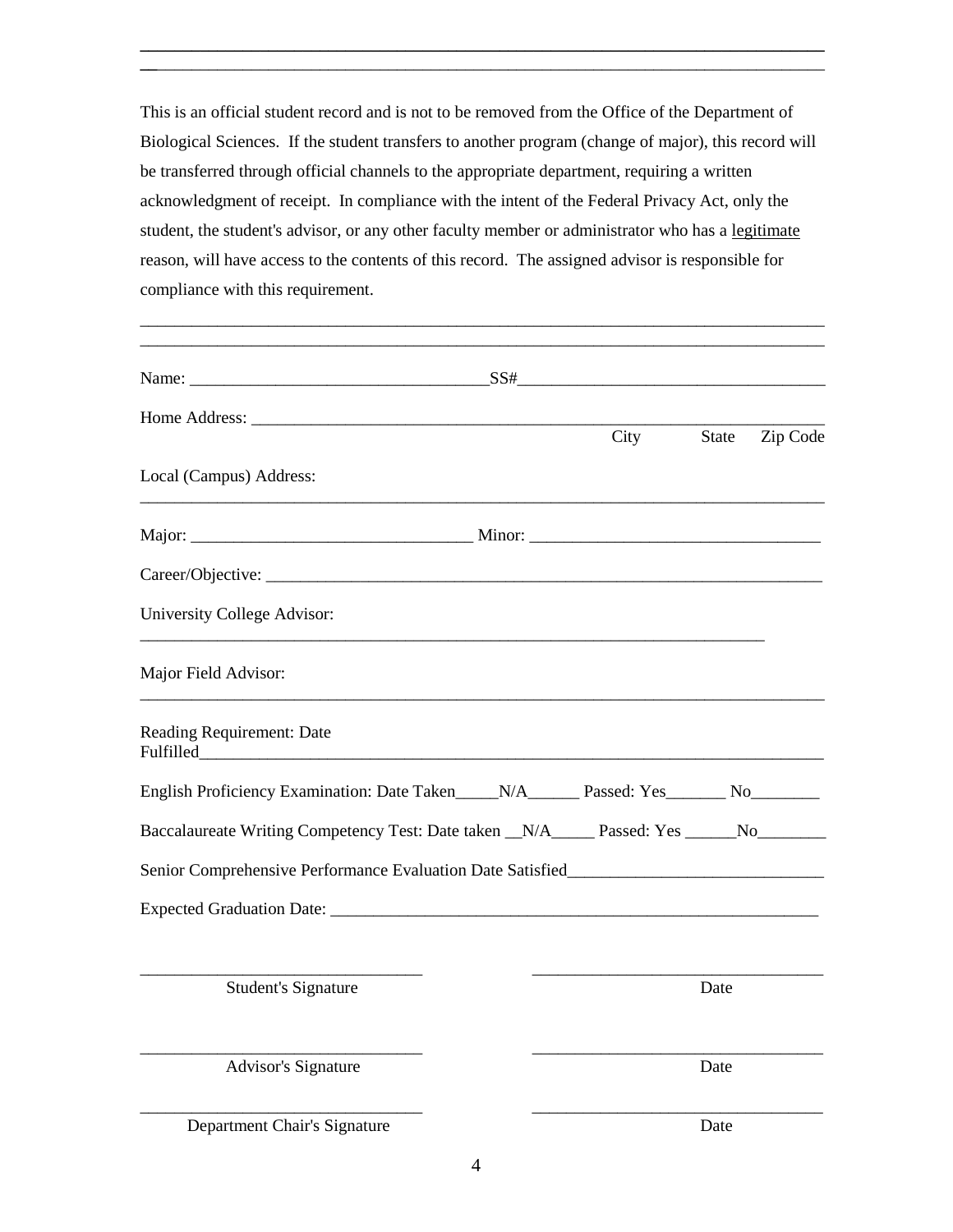This is an official student record and is not to be removed from the Office of the Department of Biological Sciences. If the student transfers to another program (change of major), this record will be transferred through official channels to the appropriate department, requiring a written acknowledgment of receipt. In compliance with the intent of the Federal Privacy Act, only the student, the student's advisor, or any other faculty member or administrator who has a legitimate reason, will have access to the contents of this record. The assigned advisor is responsible for compliance with this requirement.

Name: ___________________________________SS#____________________________________

Home Address: _____________________________________________________________________

City State Zip Code

Local (Campus) Address:

___________________________________________________________________________________

Major: _________________________________ Minor: _________________________________

Career/Objective: ___________________________________________________________________

University College Advisor:

___________________________________________________________________________

Major Field Advisor:

___________________________________________________________________________________

Reading Requirement: Date Fulfilled___________________________________________________________________________

English Proficiency Examination: Date Taken_____N/A______ Passed: Yes_______ No________

Baccalaureate Writing Competency Test: Date taken __N/A_____ Passed: Yes ______No________

Senior Comprehensive Performance Evaluation Date Satisfied_____________________________

Expected Graduation Date: __________________________________________________________

________________________________ ________________________________

Student's Signature Date

________________________________ ________________________________

Advisor's Signature Date

________________________________ ________________________________

Department Chair's Signature Date